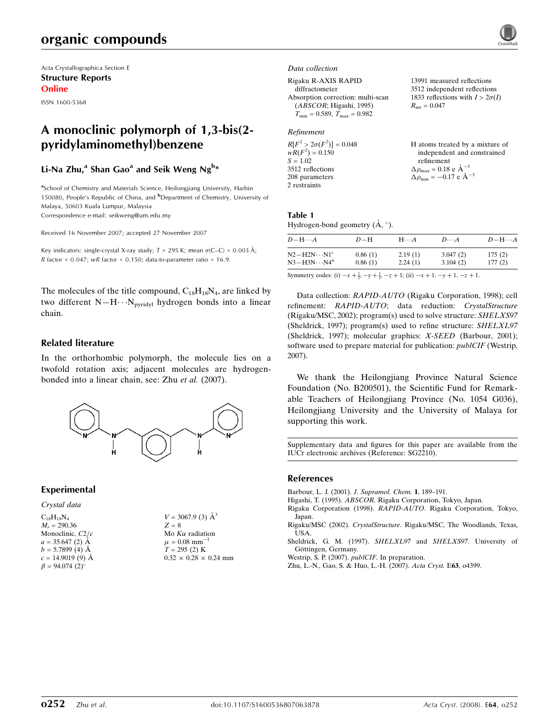Acta Crystallographica Section E
**Structure Reports Online**
ISSN 1600-5368

# A monoclinic polymorph of 1,3-bis(2-pyridylaminomethyl)benzene

**Li-Na Zhu,[a] Shan Gao[a] and Seik Weng Ng[b]***

[a]School of Chemistry and Materials Science, Heilongjiang University, Harbin 150080, People's Republic of China, and [b]Department of Chemistry, University of Malaya, 50603 Kuala Lumpur, Malaysia
Correspondence e-mail: seikweng@um.edu.my

Received 16 November 2007; accepted 27 November 2007

Key indicators: single-crystal X-ray study; $T$ = 295 K; mean $\sigma$(C–C) = 0.003 Å; $R$ factor = 0.047; $wR$ factor = 0.150; data-to-parameter ratio = 16.9.

The molecules of the title compound, $C_{18}H_{18}N_4$, are linked by two different N—H$\cdots$N$_{pyridyl}$ hydrogen bonds into a linear chain.

## Related literature

In the orthorhombic polymorph, the molecule lies on a twofold rotation axis; adjacent molecules are hydrogen-bonded into a linear chain, see: Zhu *et al.* (2007).

## Experimental

### Crystal data

$C_{18}H_{18}N_4$
$M_r$ = 290.36
Monoclinic, $C2/c$
$a$ = 35.647 (2) Å
$b$ = 5.7899 (4) Å
$c$ = 14.9019 (9) Å
$\beta$ = 94.074 (2)°
$V$ = 3067.9 (3) Å$^3$
$Z$ = 8
Mo $K\alpha$ radiation
$\mu$ = 0.08 mm$^{-1}$
$T$ = 295 (2) K
0.32 × 0.28 × 0.24 mm

### Data collection

Rigaku R-AXIS RAPID diffractometer
Absorption correction: multi-scan (*ABSCOR*; Higashi, 1995)
$T_{min}$ = 0.589, $T_{max}$ = 0.982
13991 measured reflections
3512 independent reflections
1833 reflections with $I > 2\sigma(I)$
$R_{int}$ = 0.047

### Refinement

$R[F^2 > 2\sigma(F^2)]$ = 0.048
$wR(F^2)$ = 0.150
$S$ = 1.02
3512 reflections
208 parameters
2 restraints
H atoms treated by a mixture of independent and constrained refinement
$\Delta\rho_{max}$ = 0.18 e Å$^{-3}$
$\Delta\rho_{min}$ = −0.17 e Å$^{-3}$

**Table 1**
Hydrogen-bond geometry (Å, °).

| $D$—H$\cdots$$A$ | $D$—H | H$\cdots$$A$ | $D$$\cdots$$A$ | $D$—H$\cdots$$A$ |
|---|---|---|---|---|
| N2—H2N$\cdots$N1$^{i}$ | 0.86 (1) | 2.19 (1) | 3.047 (2) | 175 (2) |
| N3—H3N$\cdots$N4$^{ii}$ | 0.86 (1) | 2.24 (1) | 3.104 (2) | 177 (2) |

Symmetry codes: (i) $-x+\frac{1}{2}, -y+\frac{1}{2}, -z+1$; (ii) $-x+1, -y+1, -z+1$.

Data collection: *RAPID-AUTO* (Rigaku Corporation, 1998); cell refinement: *RAPID-AUTO*; data reduction: *CrystalStructure* (Rigaku/MSC, 2002); program(s) used to solve structure: *SHELXS97* (Sheldrick, 1997); program(s) used to refine structure: *SHELXL97* (Sheldrick, 1997); molecular graphics: *X-SEED* (Barbour, 2001); software used to prepare material for publication: *publCIF* (Westrip, 2007).

We thank the Heilongjiang Province Natural Science Foundation (No. B200501), the Scientific Fund for Remarkable Teachers of Heilongjiang Province (No. 1054 G036), Heilongjiang University and the University of Malaya for supporting this work.

Supplementary data and figures for this paper are available from the IUCr electronic archives (Reference: SG2210).

## References

Barbour, L. J. (2001). *J. Supramol. Chem.* **1**, 189–191.
Higashi, T. (1995). *ABSCOR*. Rigaku Corporation, Tokyo, Japan.
Rigaku Corporation (1998). *RAPID-AUTO*. Rigaku Corporation, Tokyo, Japan.
Rigaku/MSC (2002). *CrystalStructure*. Rigaku/MSC, The Woodlands, Texas, USA.
Sheldrick, G. M. (1997). *SHELXL97* and *SHELXS97*. University of Göttingen, Germany.
Westrip, S. P. (2007). *publCIF*. In preparation.
Zhu, L.-N., Gao, S. & Huo, L.-H. (2007). *Acta Cryst.* E**63**, o4399.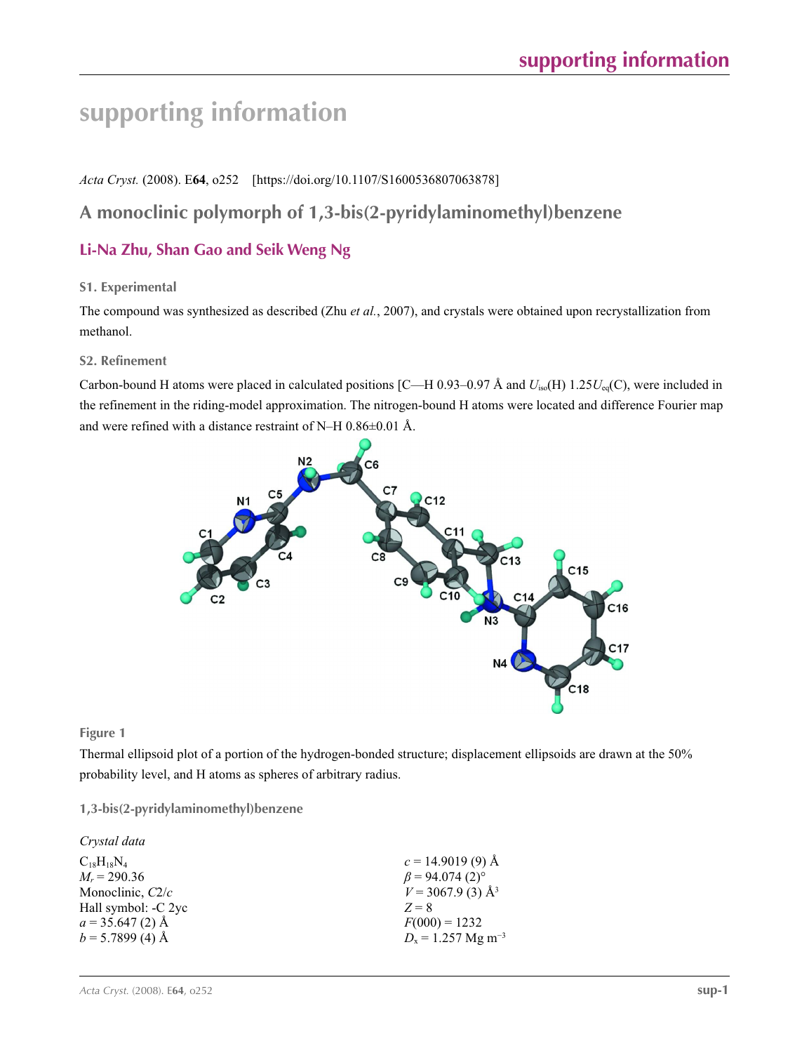# supporting information

*Acta Cryst.* (2008). E**64**, o252 [https://doi.org/10.1107/S1600536807063878]

## A monoclinic polymorph of 1,3-bis(2-pyridylaminomethyl)benzene

### Li-Na Zhu, Shan Gao and Seik Weng Ng

#### S1. Experimental

The compound was synthesized as described (Zhu *et al.*, 2007), and crystals were obtained upon recrystallization from methanol.

#### S2. Refinement

Carbon-bound H atoms were placed in calculated positions [C—H 0.93–0.97 Å and $U_{iso}$(H) 1.25$U_{eq}$(C), were included in the refinement in the riding-model approximation. The nitrogen-bound H atoms were located and difference Fourier map and were refined with a distance restraint of N–H 0.86±0.01 Å.

**Figure 1**

Thermal ellipsoid plot of a portion of the hydrogen-bonded structure; displacement ellipsoids are drawn at the 50% probability level, and H atoms as spheres of arbitrary radius.

#### 1,3-bis(2-pyridylaminomethyl)benzene

*Crystal data*

$C_{18}H_{18}N_4$
$M_r$ = 290.36
Monoclinic, $C2/c$
Hall symbol: -C 2yc
$a$ = 35.647 (2) Å
$b$ = 5.7899 (4) Å
$c$ = 14.9019 (9) Å
$\beta$ = 94.074 (2)°
$V$ = 3067.9 (3) Å$^3$
$Z$ = 8
$F$(000) = 1232
$D_x$ = 1.257 Mg m$^{-3}$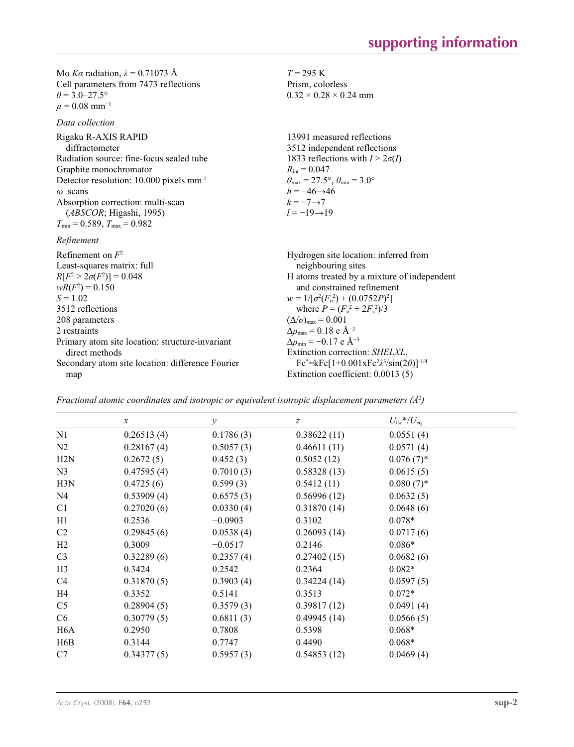Mo $K\alpha$ radiation, $\lambda = 0.71073$ Å
Cell parameters from 7473 reflections
$\theta = 3.0$–$27.5°$
$\mu = 0.08$ mm$^{-1}$
$T = 295$ K
Prism, colorless
$0.32 \times 0.28 \times 0.24$ mm

*Data collection*

Rigaku R-AXIS RAPID diffractometer
Radiation source: fine-focus sealed tube
Graphite monochromator
Detector resolution: 10.000 pixels mm$^{-1}$
$\omega$–scans
Absorption correction: multi-scan (*ABSCOR*; Higashi, 1995)
$T_{min} = 0.589$, $T_{max} = 0.982$
13991 measured reflections
3512 independent reflections
1833 reflections with $I > 2\sigma(I)$
$R_{int} = 0.047$
$\theta_{max} = 27.5°$, $\theta_{min} = 3.0°$
$h = -46 \rightarrow 46$
$k = -7 \rightarrow 7$
$l = -19 \rightarrow 19$

*Refinement*

Refinement on $F^2$
Least-squares matrix: full
$R[F^2 > 2\sigma(F^2)] = 0.048$
$wR(F^2) = 0.150$
$S = 1.02$
3512 reflections
208 parameters
2 restraints
Primary atom site location: structure-invariant direct methods
Secondary atom site location: difference Fourier map
Hydrogen site location: inferred from neighbouring sites
H atoms treated by a mixture of independent and constrained refinement
$w = 1/[\sigma^2(F_o^2) + (0.0752P)^2]$ where $P = (F_o^2 + 2F_c^2)/3$
$(\Delta/\sigma)_{max} = 0.001$
$\Delta\rho_{max} = 0.18$ e Å$^{-3}$
$\Delta\rho_{min} = -0.17$ e Å$^{-3}$
Extinction correction: *SHELXL*, $Fc^* = kFc[1+0.001xFc^2\lambda^3/\sin(2\theta)]^{-1/4}$
Extinction coefficient: 0.0013 (5)

*Fractional atomic coordinates and isotropic or equivalent isotropic displacement parameters (Å$^2$)*

| | $x$ | $y$ | $z$ | $U_{iso}$*/$U_{eq}$ |
|---|---|---|---|---|
| N1 | 0.26513 (4) | 0.1786 (3) | 0.38622 (11) | 0.0551 (4) |
| N2 | 0.28167 (4) | 0.5057 (3) | 0.46611 (11) | 0.0571 (4) |
| H2N | 0.2672 (5) | 0.452 (3) | 0.5052 (12) | 0.076 (7)* |
| N3 | 0.47595 (4) | 0.7010 (3) | 0.58328 (13) | 0.0615 (5) |
| H3N | 0.4725 (6) | 0.599 (3) | 0.5412 (11) | 0.080 (7)* |
| N4 | 0.53909 (4) | 0.6575 (3) | 0.56996 (12) | 0.0632 (5) |
| C1 | 0.27020 (6) | 0.0330 (4) | 0.31870 (14) | 0.0648 (6) |
| H1 | 0.2536 | −0.0903 | 0.3102 | 0.078* |
| C2 | 0.29845 (6) | 0.0538 (4) | 0.26093 (14) | 0.0717 (6) |
| H2 | 0.3009 | −0.0517 | 0.2146 | 0.086* |
| C3 | 0.32289 (6) | 0.2357 (4) | 0.27402 (15) | 0.0682 (6) |
| H3 | 0.3424 | 0.2542 | 0.2364 | 0.082* |
| C4 | 0.31870 (5) | 0.3903 (4) | 0.34224 (14) | 0.0597 (5) |
| H4 | 0.3352 | 0.5141 | 0.3513 | 0.072* |
| C5 | 0.28904 (5) | 0.3579 (3) | 0.39817 (12) | 0.0491 (4) |
| C6 | 0.30779 (5) | 0.6811 (3) | 0.49945 (14) | 0.0566 (5) |
| H6A | 0.2950 | 0.7808 | 0.5398 | 0.068* |
| H6B | 0.3144 | 0.7747 | 0.4490 | 0.068* |
| C7 | 0.34377 (5) | 0.5957 (3) | 0.54853 (12) | 0.0469 (4) |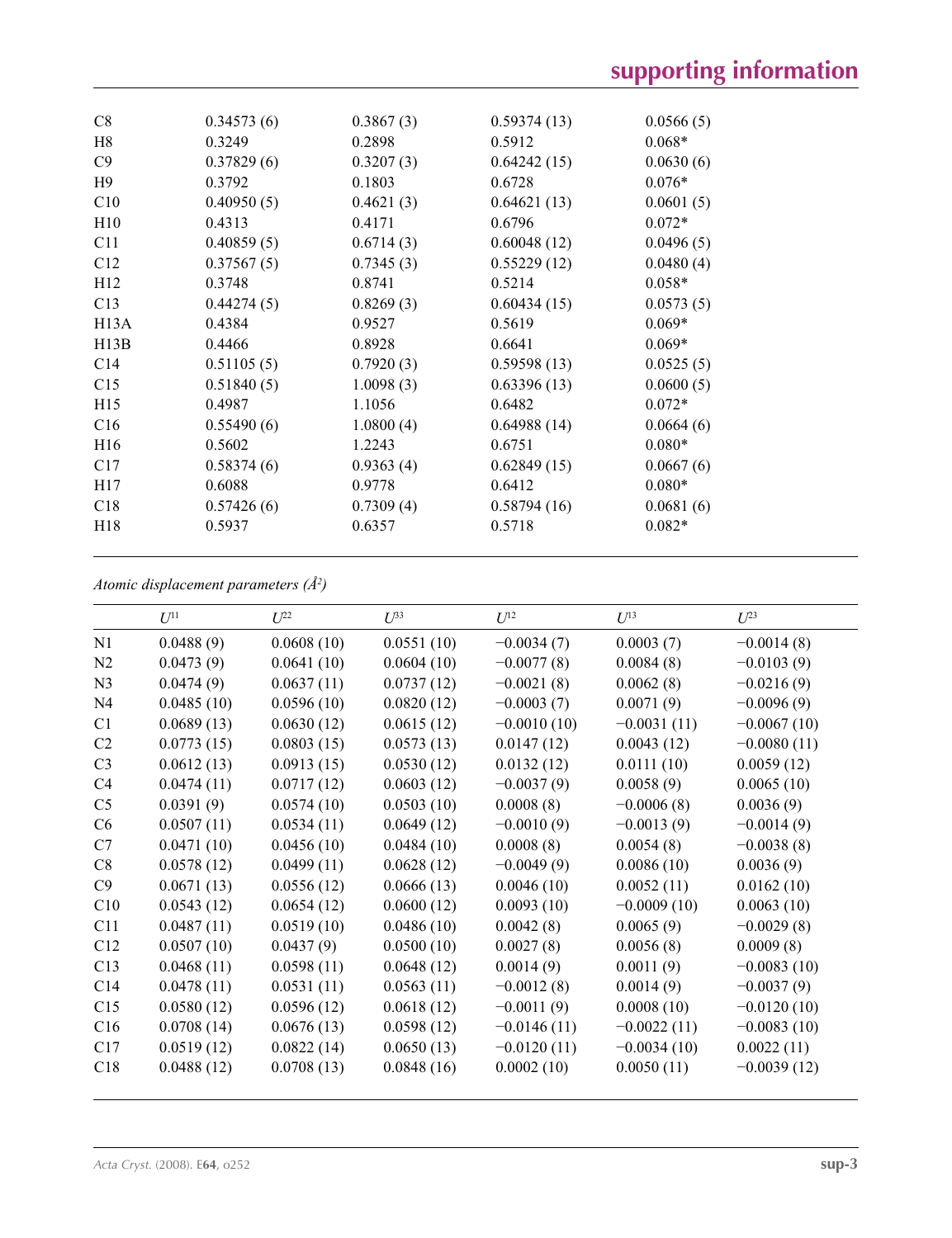| | | | | |
|---|---|---|---|---|
| C8 | 0.34573 (6) | 0.3867 (3) | 0.59374 (13) | 0.0566 (5) |
| H8 | 0.3249 | 0.2898 | 0.5912 | 0.068* |
| C9 | 0.37829 (6) | 0.3207 (3) | 0.64242 (15) | 0.0630 (6) |
| H9 | 0.3792 | 0.1803 | 0.6728 | 0.076* |
| C10 | 0.40950 (5) | 0.4621 (3) | 0.64621 (13) | 0.0601 (5) |
| H10 | 0.4313 | 0.4171 | 0.6796 | 0.072* |
| C11 | 0.40859 (5) | 0.6714 (3) | 0.60048 (12) | 0.0496 (5) |
| C12 | 0.37567 (5) | 0.7345 (3) | 0.55229 (12) | 0.0480 (4) |
| H12 | 0.3748 | 0.8741 | 0.5214 | 0.058* |
| C13 | 0.44274 (5) | 0.8269 (3) | 0.60434 (15) | 0.0573 (5) |
| H13A | 0.4384 | 0.9527 | 0.5619 | 0.069* |
| H13B | 0.4466 | 0.8928 | 0.6641 | 0.069* |
| C14 | 0.51105 (5) | 0.7920 (3) | 0.59598 (13) | 0.0525 (5) |
| C15 | 0.51840 (5) | 1.0098 (3) | 0.63396 (13) | 0.0600 (5) |
| H15 | 0.4987 | 1.1056 | 0.6482 | 0.072* |
| C16 | 0.55490 (6) | 1.0800 (4) | 0.64988 (14) | 0.0664 (6) |
| H16 | 0.5602 | 1.2243 | 0.6751 | 0.080* |
| C17 | 0.58374 (6) | 0.9363 (4) | 0.62849 (15) | 0.0667 (6) |
| H17 | 0.6088 | 0.9778 | 0.6412 | 0.080* |
| C18 | 0.57426 (6) | 0.7309 (4) | 0.58794 (16) | 0.0681 (6) |
| H18 | 0.5937 | 0.6357 | 0.5718 | 0.082* |

*Atomic displacement parameters (Å²)*

| | $U^{11}$ | $U^{22}$ | $U^{33}$ | $U^{12}$ | $U^{13}$ | $U^{23}$ |
|---|---|---|---|---|---|---|
| N1 | 0.0488 (9) | 0.0608 (10) | 0.0551 (10) | −0.0034 (7) | 0.0003 (7) | −0.0014 (8) |
| N2 | 0.0473 (9) | 0.0641 (10) | 0.0604 (10) | −0.0077 (8) | 0.0084 (8) | −0.0103 (9) |
| N3 | 0.0474 (9) | 0.0637 (11) | 0.0737 (12) | −0.0021 (8) | 0.0062 (8) | −0.0216 (9) |
| N4 | 0.0485 (10) | 0.0596 (10) | 0.0820 (12) | −0.0003 (7) | 0.0071 (9) | −0.0096 (9) |
| C1 | 0.0689 (13) | 0.0630 (12) | 0.0615 (12) | −0.0010 (10) | −0.0031 (11) | −0.0067 (10) |
| C2 | 0.0773 (15) | 0.0803 (15) | 0.0573 (13) | 0.0147 (12) | 0.0043 (12) | −0.0080 (11) |
| C3 | 0.0612 (13) | 0.0913 (15) | 0.0530 (12) | 0.0132 (12) | 0.0111 (10) | 0.0059 (12) |
| C4 | 0.0474 (11) | 0.0717 (12) | 0.0603 (12) | −0.0037 (9) | 0.0058 (9) | 0.0065 (10) |
| C5 | 0.0391 (9) | 0.0574 (10) | 0.0503 (10) | 0.0008 (8) | −0.0006 (8) | 0.0036 (9) |
| C6 | 0.0507 (11) | 0.0534 (11) | 0.0649 (12) | −0.0010 (9) | −0.0013 (9) | −0.0014 (9) |
| C7 | 0.0471 (10) | 0.0456 (10) | 0.0484 (10) | 0.0008 (8) | 0.0054 (8) | −0.0038 (8) |
| C8 | 0.0578 (12) | 0.0499 (11) | 0.0628 (12) | −0.0049 (9) | 0.0086 (10) | 0.0036 (9) |
| C9 | 0.0671 (13) | 0.0556 (12) | 0.0666 (13) | 0.0046 (10) | 0.0052 (11) | 0.0162 (10) |
| C10 | 0.0543 (12) | 0.0654 (12) | 0.0600 (12) | 0.0093 (10) | −0.0009 (10) | 0.0063 (10) |
| C11 | 0.0487 (11) | 0.0519 (10) | 0.0486 (10) | 0.0042 (8) | 0.0065 (9) | −0.0029 (8) |
| C12 | 0.0507 (10) | 0.0437 (9) | 0.0500 (10) | 0.0027 (8) | 0.0056 (8) | 0.0009 (8) |
| C13 | 0.0468 (11) | 0.0598 (11) | 0.0648 (12) | 0.0014 (9) | 0.0011 (9) | −0.0083 (10) |
| C14 | 0.0478 (11) | 0.0531 (11) | 0.0563 (11) | −0.0012 (8) | 0.0014 (9) | −0.0037 (9) |
| C15 | 0.0580 (12) | 0.0596 (12) | 0.0618 (12) | −0.0011 (9) | 0.0008 (10) | −0.0120 (10) |
| C16 | 0.0708 (14) | 0.0676 (13) | 0.0598 (12) | −0.0146 (11) | −0.0022 (11) | −0.0083 (10) |
| C17 | 0.0519 (12) | 0.0822 (14) | 0.0650 (13) | −0.0120 (11) | −0.0034 (10) | 0.0022 (11) |
| C18 | 0.0488 (12) | 0.0708 (13) | 0.0848 (16) | 0.0002 (10) | 0.0050 (11) | −0.0039 (12) |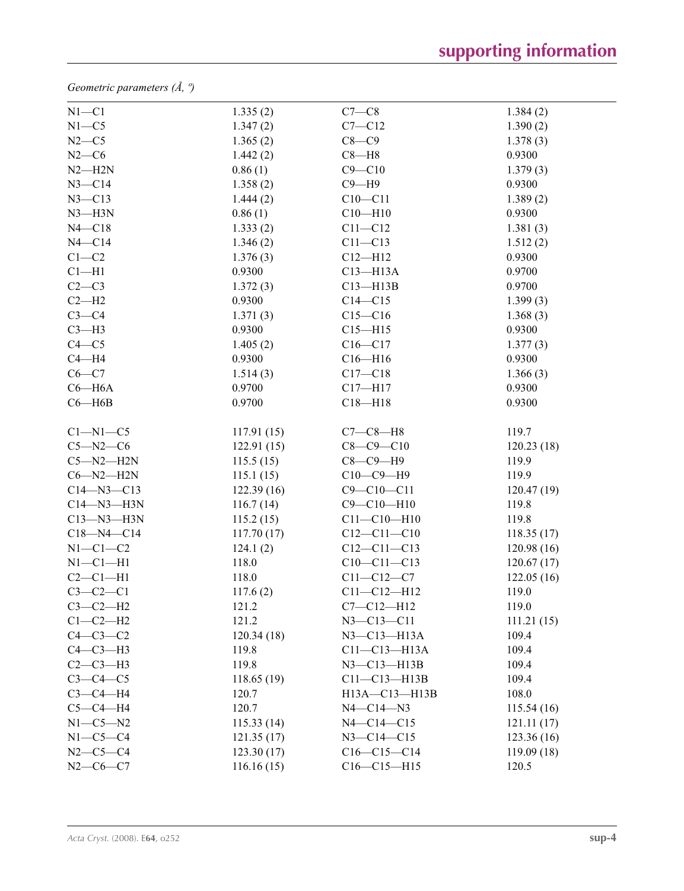*Geometric parameters (Å, º)*

| | | | |
|---|---|---|---|
| N1—C1 | 1.335 (2) | C7—C8 | 1.384 (2) |
| N1—C5 | 1.347 (2) | C7—C12 | 1.390 (2) |
| N2—C5 | 1.365 (2) | C8—C9 | 1.378 (3) |
| N2—C6 | 1.442 (2) | C8—H8 | 0.9300 |
| N2—H2N | 0.86 (1) | C9—C10 | 1.379 (3) |
| N3—C14 | 1.358 (2) | C9—H9 | 0.9300 |
| N3—C13 | 1.444 (2) | C10—C11 | 1.389 (2) |
| N3—H3N | 0.86 (1) | C10—H10 | 0.9300 |
| N4—C18 | 1.333 (2) | C11—C12 | 1.381 (3) |
| N4—C14 | 1.346 (2) | C11—C13 | 1.512 (2) |
| C1—C2 | 1.376 (3) | C12—H12 | 0.9300 |
| C1—H1 | 0.9300 | C13—H13A | 0.9700 |
| C2—C3 | 1.372 (3) | C13—H13B | 0.9700 |
| C2—H2 | 0.9300 | C14—C15 | 1.399 (3) |
| C3—C4 | 1.371 (3) | C15—C16 | 1.368 (3) |
| C3—H3 | 0.9300 | C15—H15 | 0.9300 |
| C4—C5 | 1.405 (2) | C16—C17 | 1.377 (3) |
| C4—H4 | 0.9300 | C16—H16 | 0.9300 |
| C6—C7 | 1.514 (3) | C17—C18 | 1.366 (3) |
| C6—H6A | 0.9700 | C17—H17 | 0.9300 |
| C6—H6B | 0.9700 | C18—H18 | 0.9300 |
| | | | |
| C1—N1—C5 | 117.91 (15) | C7—C8—H8 | 119.7 |
| C5—N2—C6 | 122.91 (15) | C8—C9—C10 | 120.23 (18) |
| C5—N2—H2N | 115.5 (15) | C8—C9—H9 | 119.9 |
| C6—N2—H2N | 115.1 (15) | C10—C9—H9 | 119.9 |
| C14—N3—C13 | 122.39 (16) | C9—C10—C11 | 120.47 (19) |
| C14—N3—H3N | 116.7 (14) | C9—C10—H10 | 119.8 |
| C13—N3—H3N | 115.2 (15) | C11—C10—H10 | 119.8 |
| C18—N4—C14 | 117.70 (17) | C12—C11—C10 | 118.35 (17) |
| N1—C1—C2 | 124.1 (2) | C12—C11—C13 | 120.98 (16) |
| N1—C1—H1 | 118.0 | C10—C11—C13 | 120.67 (17) |
| C2—C1—H1 | 118.0 | C11—C12—C7 | 122.05 (16) |
| C3—C2—C1 | 117.6 (2) | C11—C12—H12 | 119.0 |
| C3—C2—H2 | 121.2 | C7—C12—H12 | 119.0 |
| C1—C2—H2 | 121.2 | N3—C13—C11 | 111.21 (15) |
| C4—C3—C2 | 120.34 (18) | N3—C13—H13A | 109.4 |
| C4—C3—H3 | 119.8 | C11—C13—H13A | 109.4 |
| C2—C3—H3 | 119.8 | N3—C13—H13B | 109.4 |
| C3—C4—C5 | 118.65 (19) | C11—C13—H13B | 109.4 |
| C3—C4—H4 | 120.7 | H13A—C13—H13B | 108.0 |
| C5—C4—H4 | 120.7 | N4—C14—N3 | 115.54 (16) |
| N1—C5—N2 | 115.33 (14) | N4—C14—C15 | 121.11 (17) |
| N1—C5—C4 | 121.35 (17) | N3—C14—C15 | 123.36 (16) |
| N2—C5—C4 | 123.30 (17) | C16—C15—C14 | 119.09 (18) |
| N2—C6—C7 | 116.16 (15) | C16—C15—H15 | 120.5 |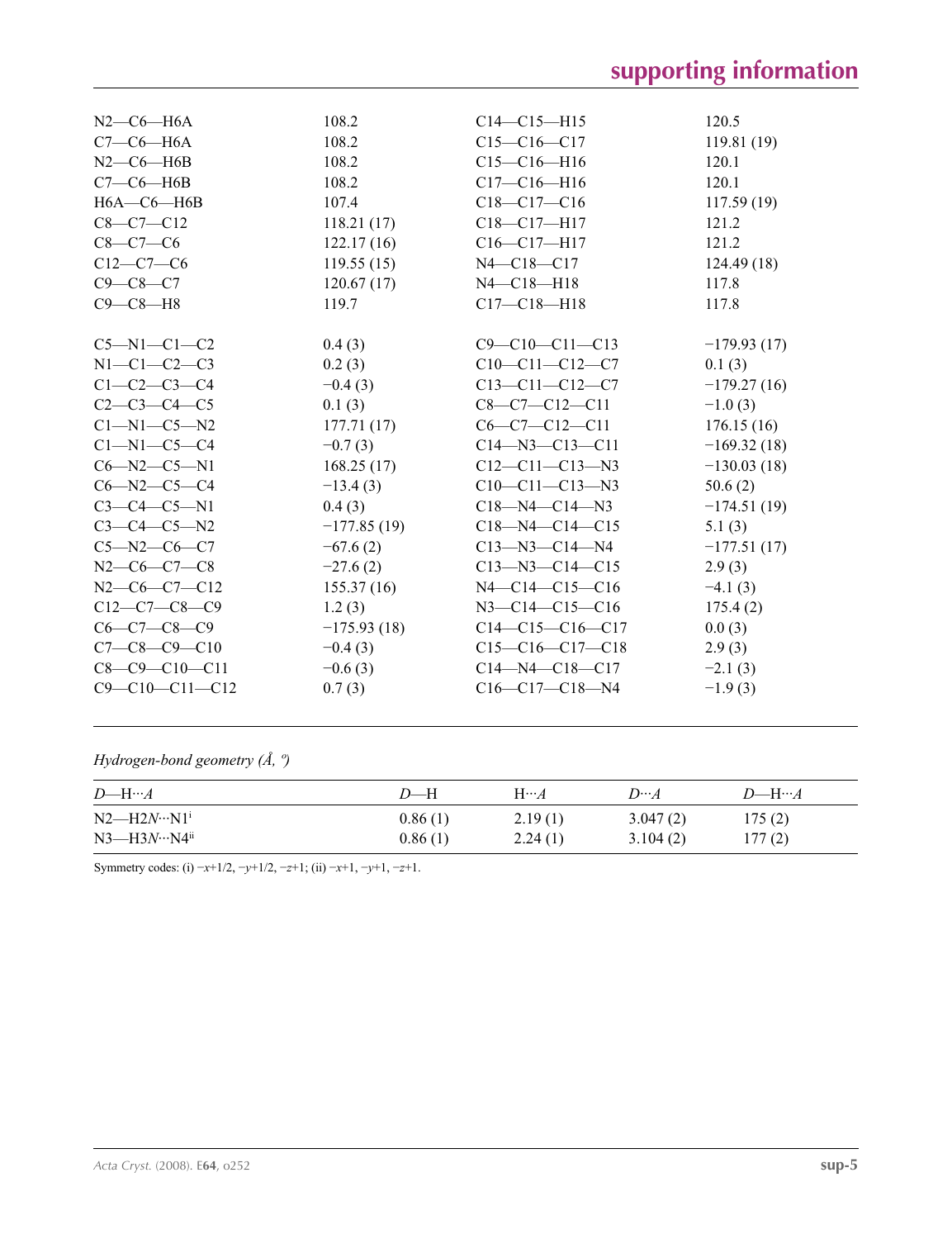| | | | |
|---|---|---|---|
| N2—C6—H6A | 108.2 | C14—C15—H15 | 120.5 |
| C7—C6—H6A | 108.2 | C15—C16—C17 | 119.81 (19) |
| N2—C6—H6B | 108.2 | C15—C16—H16 | 120.1 |
| C7—C6—H6B | 108.2 | C17—C16—H16 | 120.1 |
| H6A—C6—H6B | 107.4 | C18—C17—C16 | 117.59 (19) |
| C8—C7—C12 | 118.21 (17) | C18—C17—H17 | 121.2 |
| C8—C7—C6 | 122.17 (16) | C16—C17—H17 | 121.2 |
| C12—C7—C6 | 119.55 (15) | N4—C18—C17 | 124.49 (18) |
| C9—C8—C7 | 120.67 (17) | N4—C18—H18 | 117.8 |
| C9—C8—H8 | 119.7 | C17—C18—H18 | 117.8 |

| | | | |
|---|---|---|---|
| C5—N1—C1—C2 | 0.4 (3) | C9—C10—C11—C13 | −179.93 (17) |
| N1—C1—C2—C3 | 0.2 (3) | C10—C11—C12—C7 | 0.1 (3) |
| C1—C2—C3—C4 | −0.4 (3) | C13—C11—C12—C7 | −179.27 (16) |
| C2—C3—C4—C5 | 0.1 (3) | C8—C7—C12—C11 | −1.0 (3) |
| C1—N1—C5—N2 | 177.71 (17) | C6—C7—C12—C11 | 176.15 (16) |
| C1—N1—C5—C4 | −0.7 (3) | C14—N3—C13—C11 | −169.32 (18) |
| C6—N2—C5—N1 | 168.25 (17) | C12—C11—C13—N3 | −130.03 (18) |
| C6—N2—C5—C4 | −13.4 (3) | C10—C11—C13—N3 | 50.6 (2) |
| C3—C4—C5—N1 | 0.4 (3) | C18—N4—C14—N3 | −174.51 (19) |
| C3—C4—C5—N2 | −177.85 (19) | C18—N4—C14—C15 | 5.1 (3) |
| C5—N2—C6—C7 | −67.6 (2) | C13—N3—C14—N4 | −177.51 (17) |
| N2—C6—C7—C8 | −27.6 (2) | C13—N3—C14—C15 | 2.9 (3) |
| N2—C6—C7—C12 | 155.37 (16) | N4—C14—C15—C16 | −4.1 (3) |
| C12—C7—C8—C9 | 1.2 (3) | N3—C14—C15—C16 | 175.4 (2) |
| C6—C7—C8—C9 | −175.93 (18) | C14—C15—C16—C17 | 0.0 (3) |
| C7—C8—C9—C10 | −0.4 (3) | C15—C16—C17—C18 | 2.9 (3) |
| C8—C9—C10—C11 | −0.6 (3) | C14—N4—C18—C17 | −2.1 (3) |
| C9—C10—C11—C12 | 0.7 (3) | C16—C17—C18—N4 | −1.9 (3) |

*Hydrogen-bond geometry (Å, º)*

| *D*—H···*A* | *D*—H | H···*A* | *D*···*A* | *D*—H···*A* |
|---|---|---|---|---|
| N2—H2*N*···N1[i] | 0.86 (1) | 2.19 (1) | 3.047 (2) | 175 (2) |
| N3—H3*N*···N4[ii] | 0.86 (1) | 2.24 (1) | 3.104 (2) | 177 (2) |

Symmetry codes: (i) −*x*+1/2, −*y*+1/2, −*z*+1; (ii) −*x*+1, −*y*+1, −*z*+1.